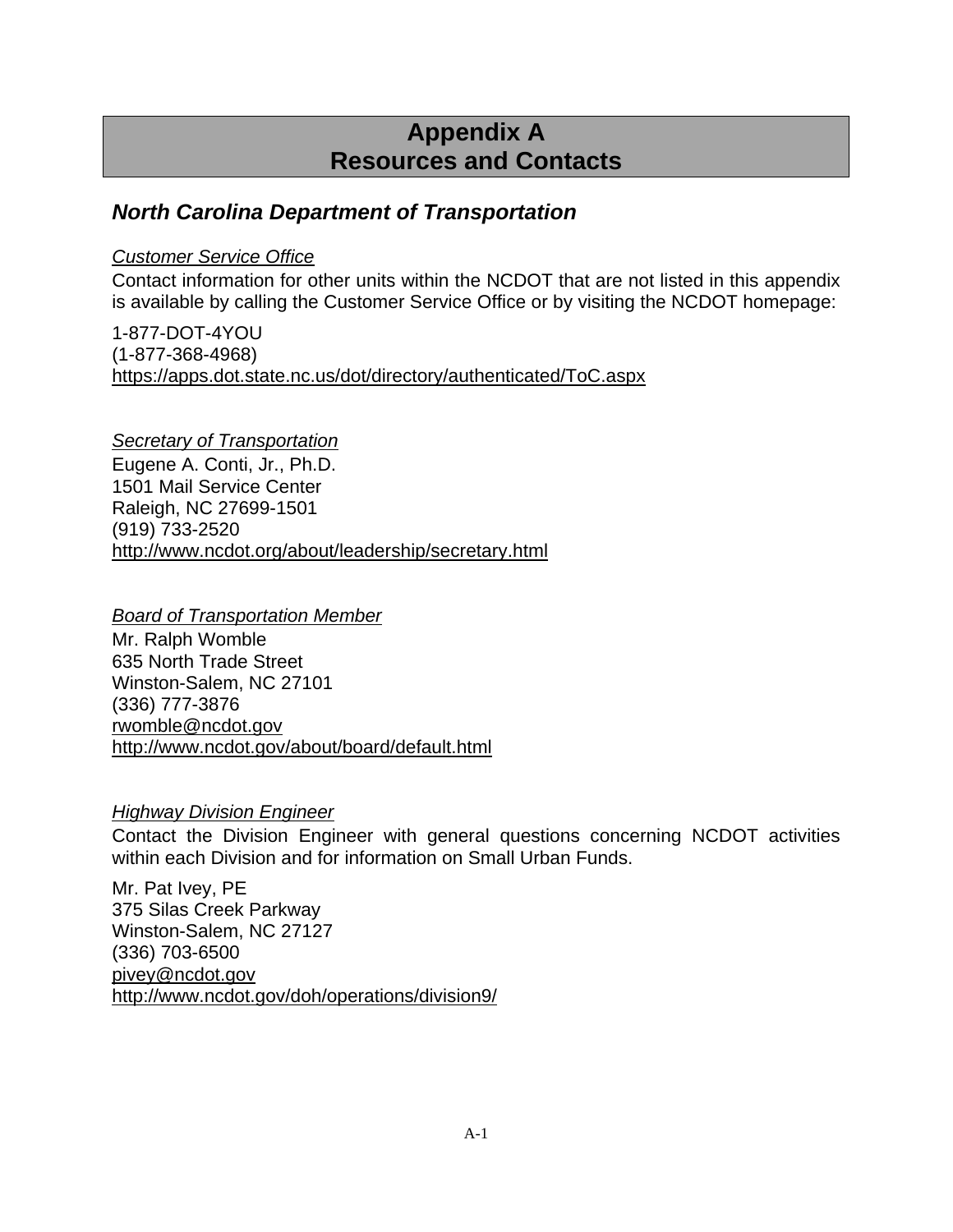# Appendix A
# Resources and Contacts

## *North Carolina Department of Transportation*

*Customer Service Office*

Contact information for other units within the NCDOT that are not listed in this appendix is available by calling the Customer Service Office or by visiting the NCDOT homepage:

1-877-DOT-4YOU
(1-877-368-4968)
https://apps.dot.state.nc.us/dot/directory/authenticated/ToC.aspx

*Secretary of Transportation*

Eugene A. Conti, Jr., Ph.D.
1501 Mail Service Center
Raleigh, NC 27699-1501
(919) 733-2520
http://www.ncdot.org/about/leadership/secretary.html

*Board of Transportation Member*

Mr. Ralph Womble
635 North Trade Street
Winston-Salem, NC 27101
(336) 777-3876
rwomble@ncdot.gov
http://www.ncdot.gov/about/board/default.html

*Highway Division Engineer*

Contact the Division Engineer with general questions concerning NCDOT activities within each Division and for information on Small Urban Funds.

Mr. Pat Ivey, PE
375 Silas Creek Parkway
Winston-Salem, NC 27127
(336) 703-6500
pivey@ncdot.gov
http://www.ncdot.gov/doh/operations/division9/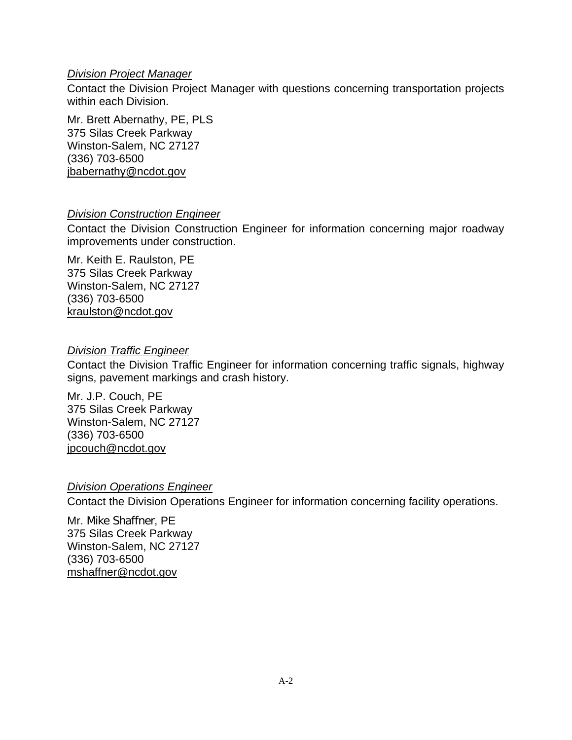*Division Project Manager*

Contact the Division Project Manager with questions concerning transportation projects within each Division.

Mr. Brett Abernathy, PE, PLS
375 Silas Creek Parkway
Winston-Salem, NC 27127
(336) 703-6500
jbabernathy@ncdot.gov

*Division Construction Engineer*

Contact the Division Construction Engineer for information concerning major roadway improvements under construction.

Mr. Keith E. Raulston, PE
375 Silas Creek Parkway
Winston-Salem, NC 27127
(336) 703-6500
kraulston@ncdot.gov

*Division Traffic Engineer*

Contact the Division Traffic Engineer for information concerning traffic signals, highway signs, pavement markings and crash history.

Mr. J.P. Couch, PE
375 Silas Creek Parkway
Winston-Salem, NC 27127
(336) 703-6500
jpcouch@ncdot.gov

*Division Operations Engineer*

Contact the Division Operations Engineer for information concerning facility operations.

Mr. Mike Shaffner, PE
375 Silas Creek Parkway
Winston-Salem, NC 27127
(336) 703-6500
mshaffner@ncdot.gov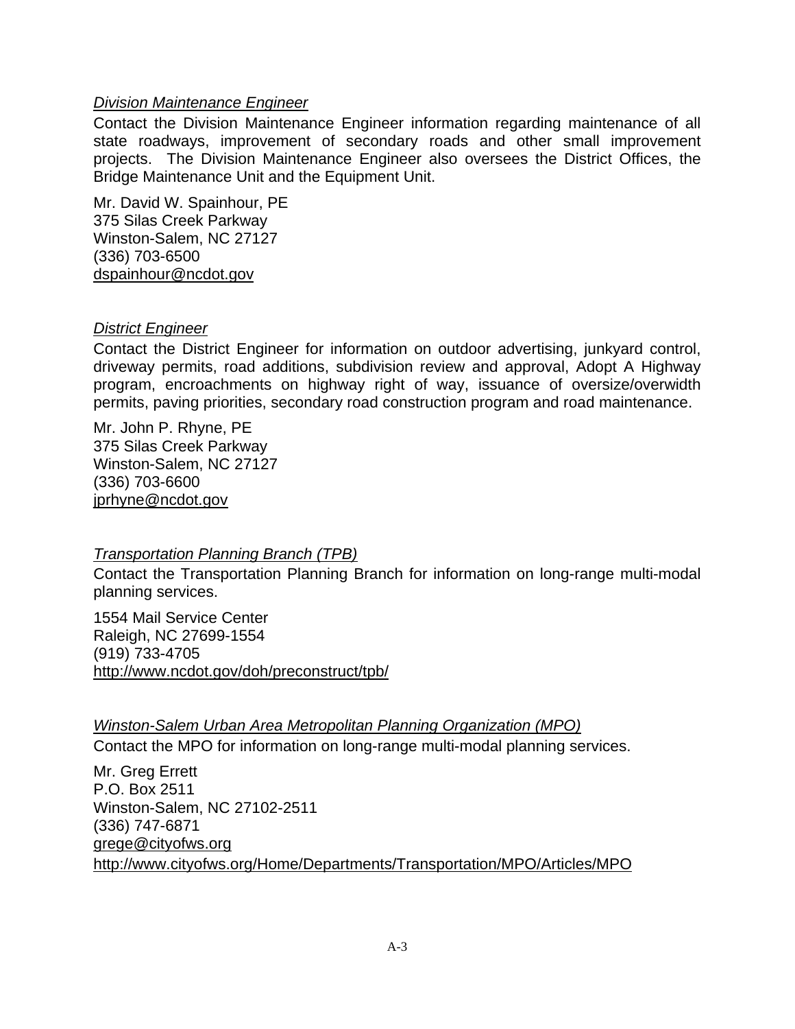*Division Maintenance Engineer*

Contact the Division Maintenance Engineer information regarding maintenance of all state roadways, improvement of secondary roads and other small improvement projects. The Division Maintenance Engineer also oversees the District Offices, the Bridge Maintenance Unit and the Equipment Unit.

Mr. David W. Spainhour, PE
375 Silas Creek Parkway
Winston-Salem, NC 27127
(336) 703-6500
dspainhour@ncdot.gov

*District Engineer*

Contact the District Engineer for information on outdoor advertising, junkyard control, driveway permits, road additions, subdivision review and approval, Adopt A Highway program, encroachments on highway right of way, issuance of oversize/overwidth permits, paving priorities, secondary road construction program and road maintenance.

Mr. John P. Rhyne, PE
375 Silas Creek Parkway
Winston-Salem, NC 27127
(336) 703-6600
jprhyne@ncdot.gov

*Transportation Planning Branch (TPB)*

Contact the Transportation Planning Branch for information on long-range multi-modal planning services.

1554 Mail Service Center
Raleigh, NC 27699-1554
(919) 733-4705
http://www.ncdot.gov/doh/preconstruct/tpb/

*Winston-Salem Urban Area Metropolitan Planning Organization (MPO)*

Contact the MPO for information on long-range multi-modal planning services.

Mr. Greg Errett
P.O. Box 2511
Winston-Salem, NC 27102-2511
(336) 747-6871
grege@cityofws.org
http://www.cityofws.org/Home/Departments/Transportation/MPO/Articles/MPO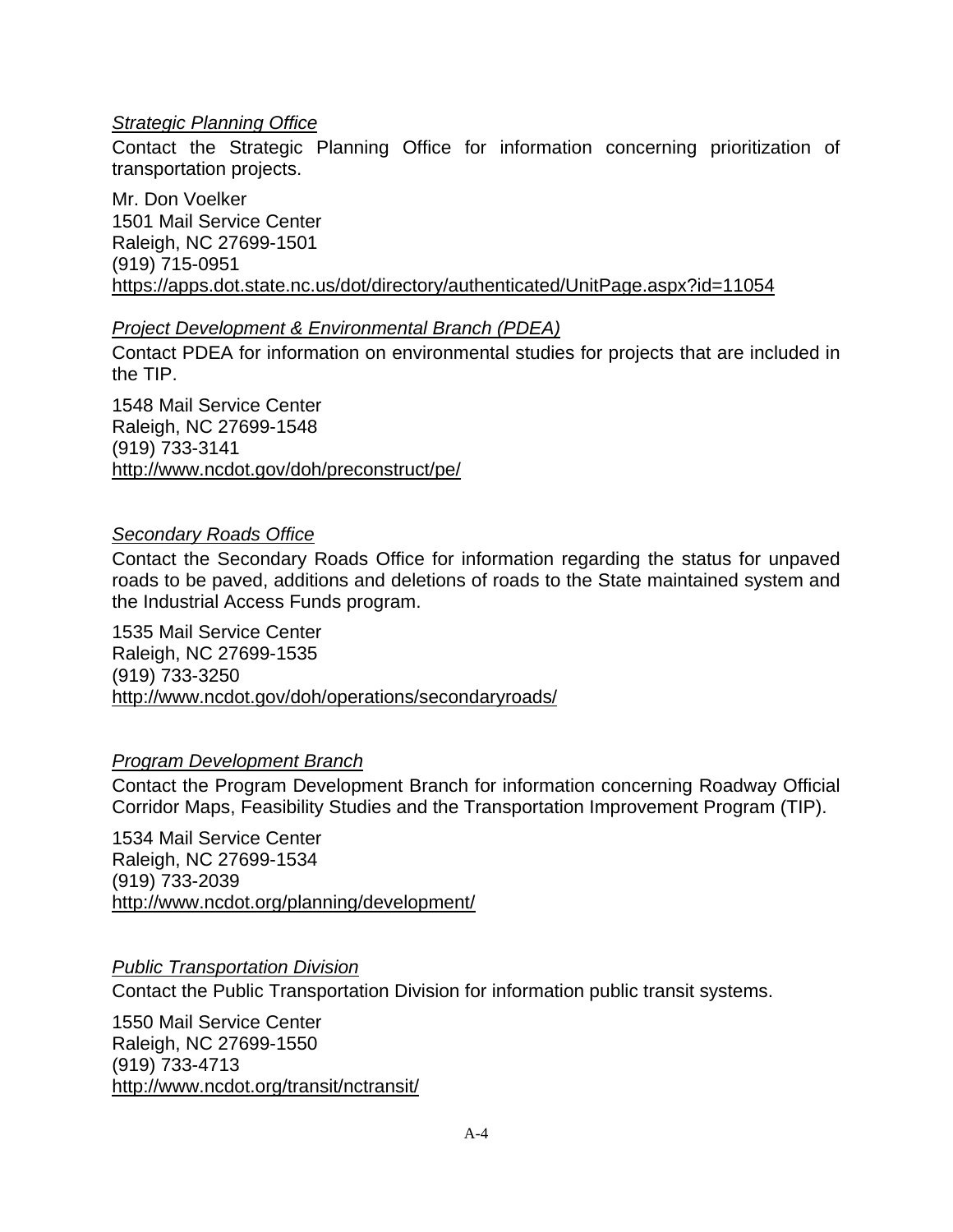*Strategic Planning Office*

Contact the Strategic Planning Office for information concerning prioritization of transportation projects.

Mr. Don Voelker
1501 Mail Service Center
Raleigh, NC 27699-1501
(919) 715-0951
https://apps.dot.state.nc.us/dot/directory/authenticated/UnitPage.aspx?id=11054

*Project Development & Environmental Branch (PDEA)*

Contact PDEA for information on environmental studies for projects that are included in the TIP.

1548 Mail Service Center
Raleigh, NC 27699-1548
(919) 733-3141
http://www.ncdot.gov/doh/preconstruct/pe/

*Secondary Roads Office*

Contact the Secondary Roads Office for information regarding the status for unpaved roads to be paved, additions and deletions of roads to the State maintained system and the Industrial Access Funds program.

1535 Mail Service Center
Raleigh, NC 27699-1535
(919) 733-3250
http://www.ncdot.gov/doh/operations/secondaryroads/

*Program Development Branch*

Contact the Program Development Branch for information concerning Roadway Official Corridor Maps, Feasibility Studies and the Transportation Improvement Program (TIP).

1534 Mail Service Center
Raleigh, NC 27699-1534
(919) 733-2039
http://www.ncdot.org/planning/development/

*Public Transportation Division*

Contact the Public Transportation Division for information public transit systems.

1550 Mail Service Center
Raleigh, NC 27699-1550
(919) 733-4713
http://www.ncdot.org/transit/nctransit/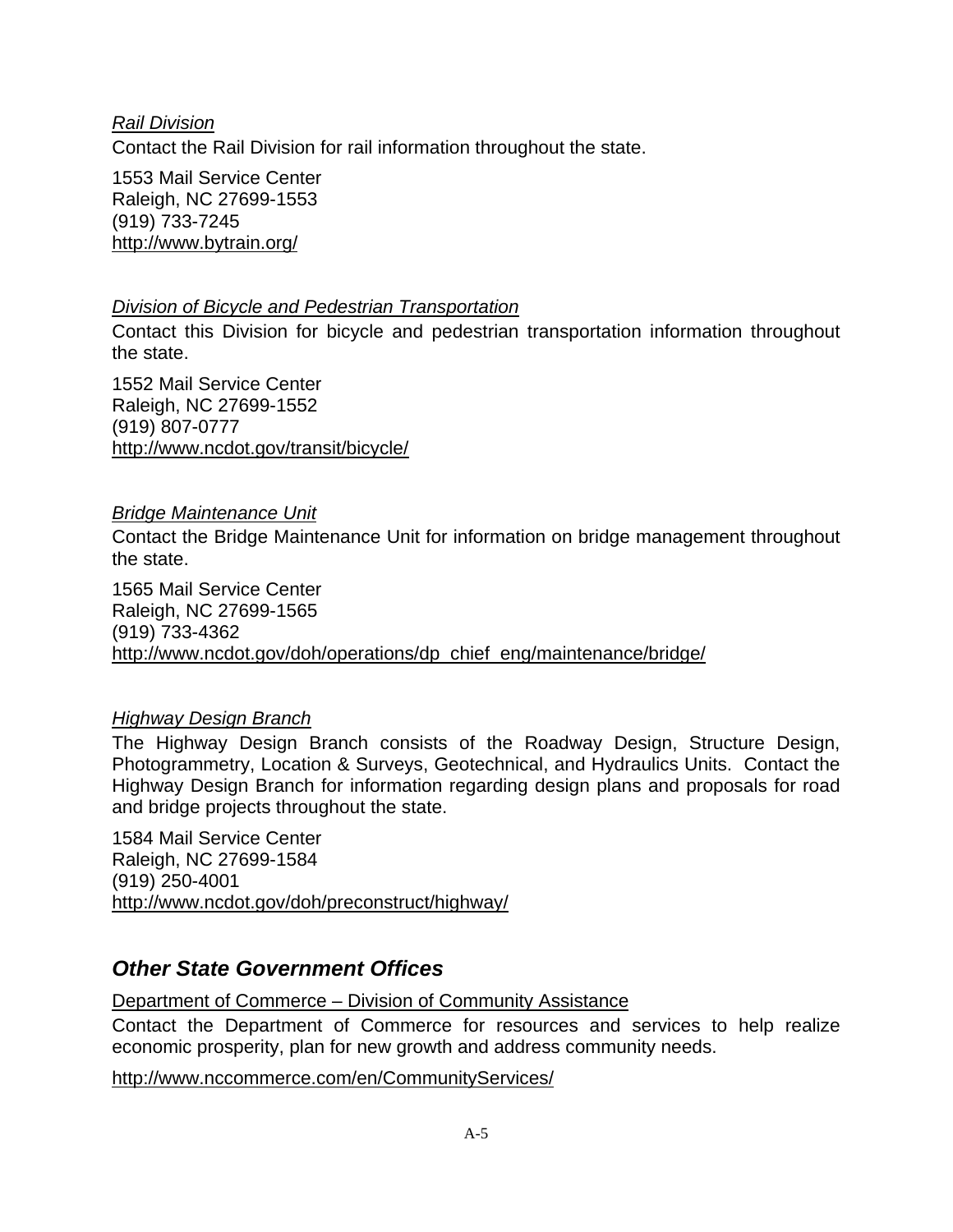*Rail Division*

Contact the Rail Division for rail information throughout the state.

1553 Mail Service Center
Raleigh, NC 27699-1553
(919) 733-7245
http://www.bytrain.org/

*Division of Bicycle and Pedestrian Transportation*

Contact this Division for bicycle and pedestrian transportation information throughout the state.

1552 Mail Service Center
Raleigh, NC 27699-1552
(919) 807-0777
http://www.ncdot.gov/transit/bicycle/

*Bridge Maintenance Unit*

Contact the Bridge Maintenance Unit for information on bridge management throughout the state.

1565 Mail Service Center
Raleigh, NC 27699-1565
(919) 733-4362
http://www.ncdot.gov/doh/operations/dp_chief_eng/maintenance/bridge/

*Highway Design Branch*

The Highway Design Branch consists of the Roadway Design, Structure Design, Photogrammetry, Location & Surveys, Geotechnical, and Hydraulics Units. Contact the Highway Design Branch for information regarding design plans and proposals for road and bridge projects throughout the state.

1584 Mail Service Center
Raleigh, NC 27699-1584
(919) 250-4001
http://www.ncdot.gov/doh/preconstruct/highway/

## *Other State Government Offices*

Department of Commerce – Division of Community Assistance

Contact the Department of Commerce for resources and services to help realize economic prosperity, plan for new growth and address community needs.

http://www.nccommerce.com/en/CommunityServices/